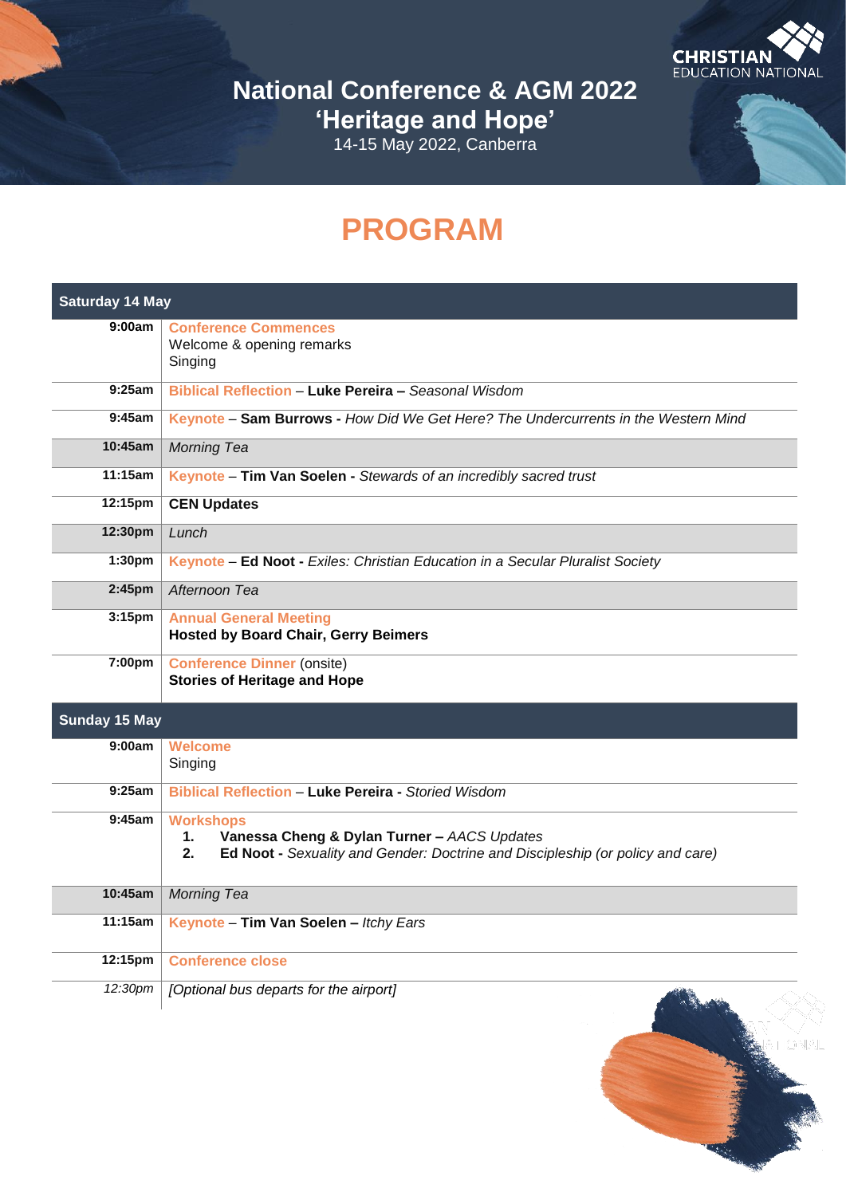# National Conference & AGM 2022
## 'Heritage and Hope'

14-15 May 2022, Canberra

CHRISTIAN EDUCATION NATIONAL

# PROGRAM

| **Saturday 14 May** | |
|---|---|
| **9:00am** | **Conference Commences**<br>Welcome & opening remarks<br>Singing |
| **9:25am** | **Biblical Reflection** – **Luke Pereira –** *Seasonal Wisdom* |
| **9:45am** | **Keynote** – **Sam Burrows -** *How Did We Get Here? The Undercurrents in the Western Mind* |
| **10:45am** | *Morning Tea* |
| **11:15am** | **Keynote** – **Tim Van Soelen -** *Stewards of an incredibly sacred trust* |
| **12:15pm** | **CEN Updates** |
| **12:30pm** | *Lunch* |
| **1:30pm** | **Keynote** – **Ed Noot -** *Exiles: Christian Education in a Secular Pluralist Society* |
| **2:45pm** | *Afternoon Tea* |
| **3:15pm** | **Annual General Meeting**<br>**Hosted by Board Chair, Gerry Beimers** |
| **7:00pm** | **Conference Dinner** (onsite)<br>**Stories of Heritage and Hope** |

| **Sunday 15 May** | |
|---|---|
| **9:00am** | **Welcome**<br>Singing |
| **9:25am** | **Biblical Reflection** – **Luke Pereira -** *Storied Wisdom* |
| **9:45am** | **Workshops**<br>1. **Vanessa Cheng & Dylan Turner –** *AACS Updates*<br>2. **Ed Noot -** *Sexuality and Gender: Doctrine and Discipleship (or policy and care)* |
| **10:45am** | *Morning Tea* |
| **11:15am** | **Keynote** – **Tim Van Soelen –** *Itchy Ears* |
| **12:15pm** | **Conference close** |
| *12:30pm* | *[Optional bus departs for the airport]* |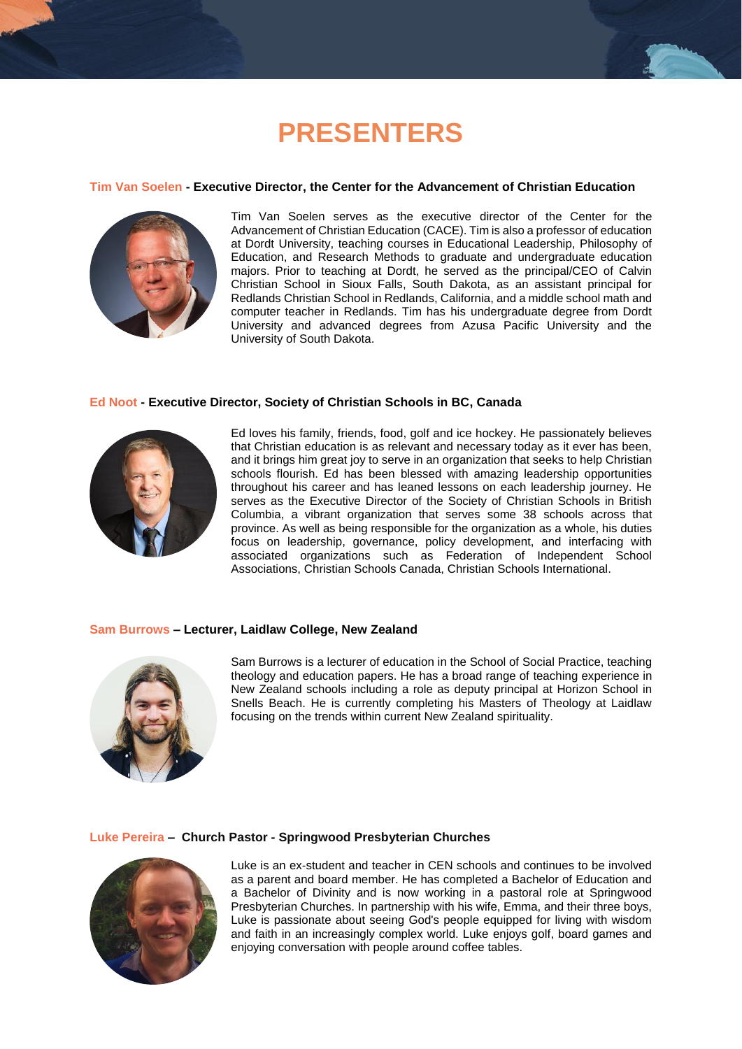# PRESENTERS

**Tim Van Soelen - Executive Director, the Center for the Advancement of Christian Education**

Tim Van Soelen serves as the executive director of the Center for the Advancement of Christian Education (CACE). Tim is also a professor of education at Dordt University, teaching courses in Educational Leadership, Philosophy of Education, and Research Methods to graduate and undergraduate education majors. Prior to teaching at Dordt, he served as the principal/CEO of Calvin Christian School in Sioux Falls, South Dakota, as an assistant principal for Redlands Christian School in Redlands, California, and a middle school math and computer teacher in Redlands. Tim has his undergraduate degree from Dordt University and advanced degrees from Azusa Pacific University and the University of South Dakota.

**Ed Noot - Executive Director, Society of Christian Schools in BC, Canada**

Ed loves his family, friends, food, golf and ice hockey. He passionately believes that Christian education is as relevant and necessary today as it ever has been, and it brings him great joy to serve in an organization that seeks to help Christian schools flourish. Ed has been blessed with amazing leadership opportunities throughout his career and has leaned lessons on each leadership journey. He serves as the Executive Director of the Society of Christian Schools in British Columbia, a vibrant organization that serves some 38 schools across that province. As well as being responsible for the organization as a whole, his duties focus on leadership, governance, policy development, and interfacing with associated organizations such as Federation of Independent School Associations, Christian Schools Canada, Christian Schools International.

**Sam Burrows – Lecturer, Laidlaw College, New Zealand**

Sam Burrows is a lecturer of education in the School of Social Practice, teaching theology and education papers. He has a broad range of teaching experience in New Zealand schools including a role as deputy principal at Horizon School in Snells Beach. He is currently completing his Masters of Theology at Laidlaw focusing on the trends within current New Zealand spirituality.

**Luke Pereira – Church Pastor - Springwood Presbyterian Churches**

Luke is an ex-student and teacher in CEN schools and continues to be involved as a parent and board member. He has completed a Bachelor of Education and a Bachelor of Divinity and is now working in a pastoral role at Springwood Presbyterian Churches. In partnership with his wife, Emma, and their three boys, Luke is passionate about seeing God's people equipped for living with wisdom and faith in an increasingly complex world. Luke enjoys golf, board games and enjoying conversation with people around coffee tables.